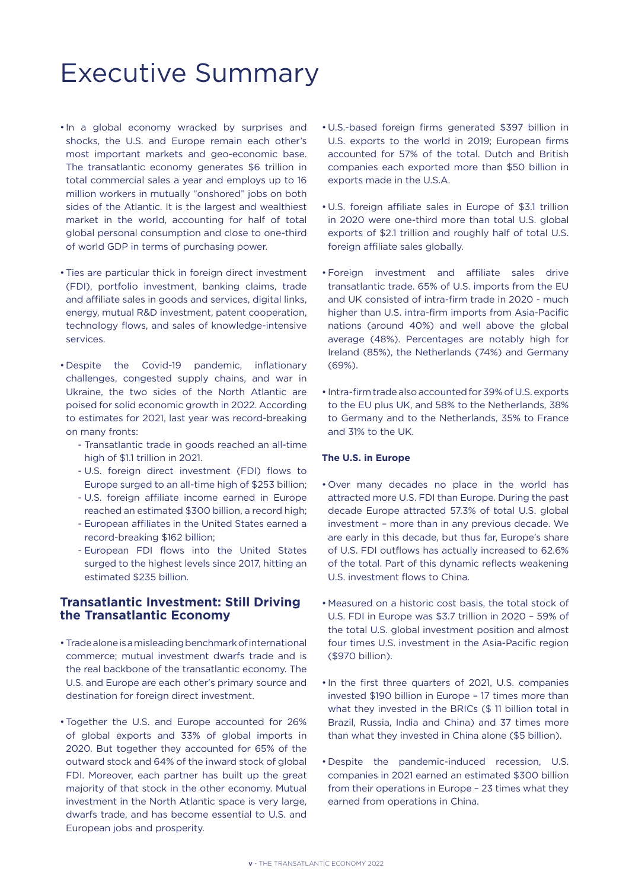# Executive Summary

- In a global economy wracked by surprises and shocks, the U.S. and Europe remain each other's most important markets and geo-economic base. The transatlantic economy generates $6 trillion in total commercial sales a year and employs up to 16 million workers in mutually "onshored" jobs on both sides of the Atlantic. It is the largest and wealthiest market in the world, accounting for half of total global personal consumption and close to one-third of world GDP in terms of purchasing power.

- Ties are particular thick in foreign direct investment (FDI), portfolio investment, banking claims, trade and affiliate sales in goods and services, digital links, energy, mutual R&D investment, patent cooperation, technology flows, and sales of knowledge-intensive services.

- Despite the Covid-19 pandemic, inflationary challenges, congested supply chains, and war in Ukraine, the two sides of the North Atlantic are poised for solid economic growth in 2022. According to estimates for 2021, last year was record-breaking on many fronts:
  - Transatlantic trade in goods reached an all-time high of $1.1 trillion in 2021.
  - U.S. foreign direct investment (FDI) flows to Europe surged to an all-time high of $253 billion;
  - U.S. foreign affiliate income earned in Europe reached an estimated $300 billion, a record high;
  - European affiliates in the United States earned a record-breaking $162 billion;
  - European FDI flows into the United States surged to the highest levels since 2017, hitting an estimated $235 billion.

## Transatlantic Investment: Still Driving the Transatlantic Economy

- Trade alone is a misleading benchmark of international commerce; mutual investment dwarfs trade and is the real backbone of the transatlantic economy. The U.S. and Europe are each other's primary source and destination for foreign direct investment.

- Together the U.S. and Europe accounted for 26% of global exports and 33% of global imports in 2020. But together they accounted for 65% of the outward stock and 64% of the inward stock of global FDI. Moreover, each partner has built up the great majority of that stock in the other economy. Mutual investment in the North Atlantic space is very large, dwarfs trade, and has become essential to U.S. and European jobs and prosperity.

- U.S.-based foreign firms generated $397 billion in U.S. exports to the world in 2019; European firms accounted for 57% of the total. Dutch and British companies each exported more than $50 billion in exports made in the U.S.A.

- U.S. foreign affiliate sales in Europe of $3.1 trillion in 2020 were one-third more than total U.S. global exports of $2.1 trillion and roughly half of total U.S. foreign affiliate sales globally.

- Foreign investment and affiliate sales drive transatlantic trade. 65% of U.S. imports from the EU and UK consisted of intra-firm trade in 2020 - much higher than U.S. intra-firm imports from Asia-Pacific nations (around 40%) and well above the global average (48%). Percentages are notably high for Ireland (85%), the Netherlands (74%) and Germany (69%).

- Intra-firm trade also accounted for 39% of U.S. exports to the EU plus UK, and 58% to the Netherlands, 38% to Germany and to the Netherlands, 35% to France and 31% to the UK.

**The U.S. in Europe**

- Over many decades no place in the world has attracted more U.S. FDI than Europe. During the past decade Europe attracted 57.3% of total U.S. global investment – more than in any previous decade. We are early in this decade, but thus far, Europe's share of U.S. FDI outflows has actually increased to 62.6% of the total. Part of this dynamic reflects weakening U.S. investment flows to China.

- Measured on a historic cost basis, the total stock of U.S. FDI in Europe was $3.7 trillion in 2020 – 59% of the total U.S. global investment position and almost four times U.S. investment in the Asia-Pacific region ($970 billion).

- In the first three quarters of 2021, U.S. companies invested $190 billion in Europe – 17 times more than what they invested in the BRICs ($ 11 billion total in Brazil, Russia, India and China) and 37 times more than what they invested in China alone ($5 billion).

- Despite the pandemic-induced recession, U.S. companies in 2021 earned an estimated $300 billion from their operations in Europe – 23 times what they earned from operations in China.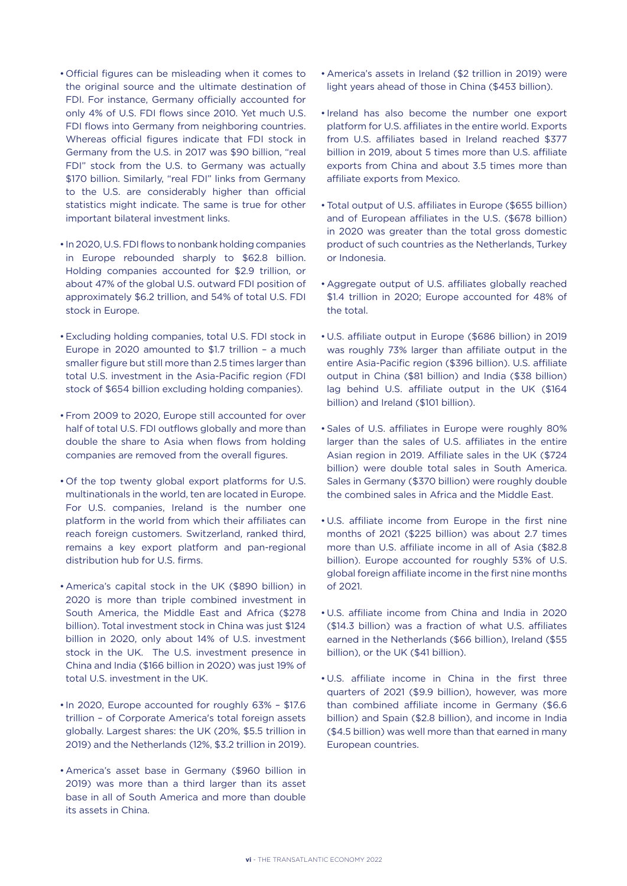- Official figures can be misleading when it comes to the original source and the ultimate destination of FDI. For instance, Germany officially accounted for only 4% of U.S. FDI flows since 2010. Yet much U.S. FDI flows into Germany from neighboring countries. Whereas official figures indicate that FDI stock in Germany from the U.S. in 2017 was $90 billion, "real FDI" stock from the U.S. to Germany was actually $170 billion. Similarly, "real FDI" links from Germany to the U.S. are considerably higher than official statistics might indicate. The same is true for other important bilateral investment links.

- In 2020, U.S. FDI flows to nonbank holding companies in Europe rebounded sharply to $62.8 billion. Holding companies accounted for $2.9 trillion, or about 47% of the global U.S. outward FDI position of approximately $6.2 trillion, and 54% of total U.S. FDI stock in Europe.

- Excluding holding companies, total U.S. FDI stock in Europe in 2020 amounted to $1.7 trillion – a much smaller figure but still more than 2.5 times larger than total U.S. investment in the Asia-Pacific region (FDI stock of $654 billion excluding holding companies).

- From 2009 to 2020, Europe still accounted for over half of total U.S. FDI outflows globally and more than double the share to Asia when flows from holding companies are removed from the overall figures.

- Of the top twenty global export platforms for U.S. multinationals in the world, ten are located in Europe. For U.S. companies, Ireland is the number one platform in the world from which their affiliates can reach foreign customers. Switzerland, ranked third, remains a key export platform and pan-regional distribution hub for U.S. firms.

- America's capital stock in the UK ($890 billion) in 2020 is more than triple combined investment in South America, the Middle East and Africa ($278 billion). Total investment stock in China was just $124 billion in 2020, only about 14% of U.S. investment stock in the UK. The U.S. investment presence in China and India ($166 billion in 2020) was just 19% of total U.S. investment in the UK.

- In 2020, Europe accounted for roughly 63% – $17.6 trillion – of Corporate America's total foreign assets globally. Largest shares: the UK (20%, $5.5 trillion in 2019) and the Netherlands (12%, $3.2 trillion in 2019).

- America's asset base in Germany ($960 billion in 2019) was more than a third larger than its asset base in all of South America and more than double its assets in China.

- America's assets in Ireland ($2 trillion in 2019) were light years ahead of those in China ($453 billion).

- Ireland has also become the number one export platform for U.S. affiliates in the entire world. Exports from U.S. affiliates based in Ireland reached $377 billion in 2019, about 5 times more than U.S. affiliate exports from China and about 3.5 times more than affiliate exports from Mexico.

- Total output of U.S. affiliates in Europe ($655 billion) and of European affiliates in the U.S. ($678 billion) in 2020 was greater than the total gross domestic product of such countries as the Netherlands, Turkey or Indonesia.

- Aggregate output of U.S. affiliates globally reached $1.4 trillion in 2020; Europe accounted for 48% of the total.

- U.S. affiliate output in Europe ($686 billion) in 2019 was roughly 73% larger than affiliate output in the entire Asia-Pacific region ($396 billion). U.S. affiliate output in China ($81 billion) and India ($38 billion) lag behind U.S. affiliate output in the UK ($164 billion) and Ireland ($101 billion).

- Sales of U.S. affiliates in Europe were roughly 80% larger than the sales of U.S. affiliates in the entire Asian region in 2019. Affiliate sales in the UK ($724 billion) were double total sales in South America. Sales in Germany ($370 billion) were roughly double the combined sales in Africa and the Middle East.

- U.S. affiliate income from Europe in the first nine months of 2021 ($225 billion) was about 2.7 times more than U.S. affiliate income in all of Asia ($82.8 billion). Europe accounted for roughly 53% of U.S. global foreign affiliate income in the first nine months of 2021.

- U.S. affiliate income from China and India in 2020 ($14.3 billion) was a fraction of what U.S. affiliates earned in the Netherlands ($66 billion), Ireland ($55 billion), or the UK ($41 billion).

- U.S. affiliate income in China in the first three quarters of 2021 ($9.9 billion), however, was more than combined affiliate income in Germany ($6.6 billion) and Spain ($2.8 billion), and income in India ($4.5 billion) was well more than that earned in many European countries.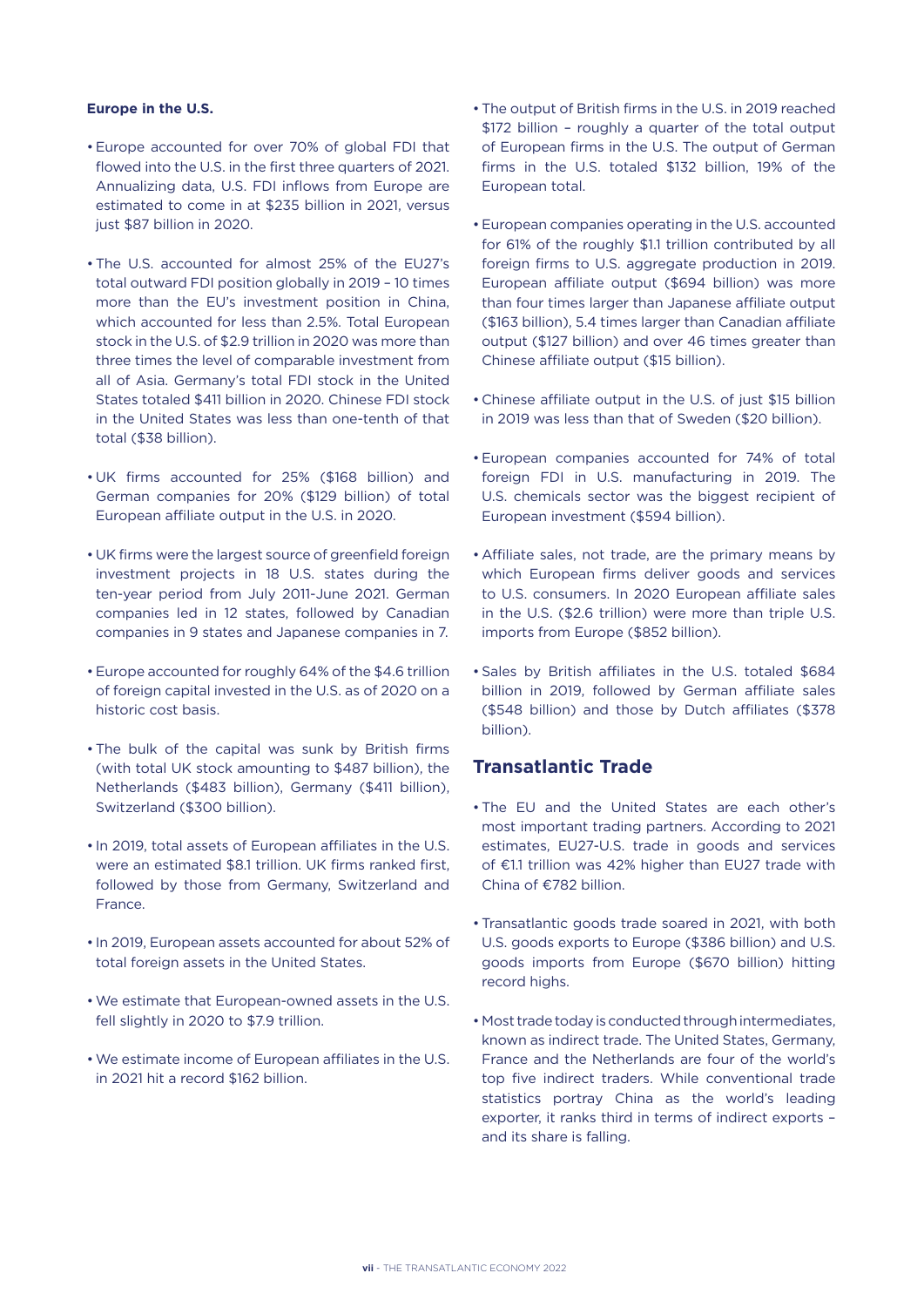**Europe in the U.S.**

- Europe accounted for over 70% of global FDI that flowed into the U.S. in the first three quarters of 2021. Annualizing data, U.S. FDI inflows from Europe are estimated to come in at $235 billion in 2021, versus just $87 billion in 2020.
- The U.S. accounted for almost 25% of the EU27's total outward FDI position globally in 2019 – 10 times more than the EU's investment position in China, which accounted for less than 2.5%. Total European stock in the U.S. of $2.9 trillion in 2020 was more than three times the level of comparable investment from all of Asia. Germany's total FDI stock in the United States totaled $411 billion in 2020. Chinese FDI stock in the United States was less than one-tenth of that total ($38 billion).
- UK firms accounted for 25% ($168 billion) and German companies for 20% ($129 billion) of total European affiliate output in the U.S. in 2020.
- UK firms were the largest source of greenfield foreign investment projects in 18 U.S. states during the ten-year period from July 2011-June 2021. German companies led in 12 states, followed by Canadian companies in 9 states and Japanese companies in 7.
- Europe accounted for roughly 64% of the $4.6 trillion of foreign capital invested in the U.S. as of 2020 on a historic cost basis.
- The bulk of the capital was sunk by British firms (with total UK stock amounting to $487 billion), the Netherlands ($483 billion), Germany ($411 billion), Switzerland ($300 billion).
- In 2019, total assets of European affiliates in the U.S. were an estimated $8.1 trillion. UK firms ranked first, followed by those from Germany, Switzerland and France.
- In 2019, European assets accounted for about 52% of total foreign assets in the United States.
- We estimate that European-owned assets in the U.S. fell slightly in 2020 to $7.9 trillion.
- We estimate income of European affiliates in the U.S. in 2021 hit a record $162 billion.
- The output of British firms in the U.S. in 2019 reached $172 billion – roughly a quarter of the total output of European firms in the U.S. The output of German firms in the U.S. totaled $132 billion, 19% of the European total.
- European companies operating in the U.S. accounted for 61% of the roughly $1.1 trillion contributed by all foreign firms to U.S. aggregate production in 2019. European affiliate output ($694 billion) was more than four times larger than Japanese affiliate output ($163 billion), 5.4 times larger than Canadian affiliate output ($127 billion) and over 46 times greater than Chinese affiliate output ($15 billion).
- Chinese affiliate output in the U.S. of just $15 billion in 2019 was less than that of Sweden ($20 billion).
- European companies accounted for 74% of total foreign FDI in U.S. manufacturing in 2019. The U.S. chemicals sector was the biggest recipient of European investment ($594 billion).
- Affiliate sales, not trade, are the primary means by which European firms deliver goods and services to U.S. consumers. In 2020 European affiliate sales in the U.S. ($2.6 trillion) were more than triple U.S. imports from Europe ($852 billion).
- Sales by British affiliates in the U.S. totaled $684 billion in 2019, followed by German affiliate sales ($548 billion) and those by Dutch affiliates ($378 billion).

## Transatlantic Trade

- The EU and the United States are each other's most important trading partners. According to 2021 estimates, EU27-U.S. trade in goods and services of €1.1 trillion was 42% higher than EU27 trade with China of €782 billion.
- Transatlantic goods trade soared in 2021, with both U.S. goods exports to Europe ($386 billion) and U.S. goods imports from Europe ($670 billion) hitting record highs.
- Most trade today is conducted through intermediates, known as indirect trade. The United States, Germany, France and the Netherlands are four of the world's top five indirect traders. While conventional trade statistics portray China as the world's leading exporter, it ranks third in terms of indirect exports – and its share is falling.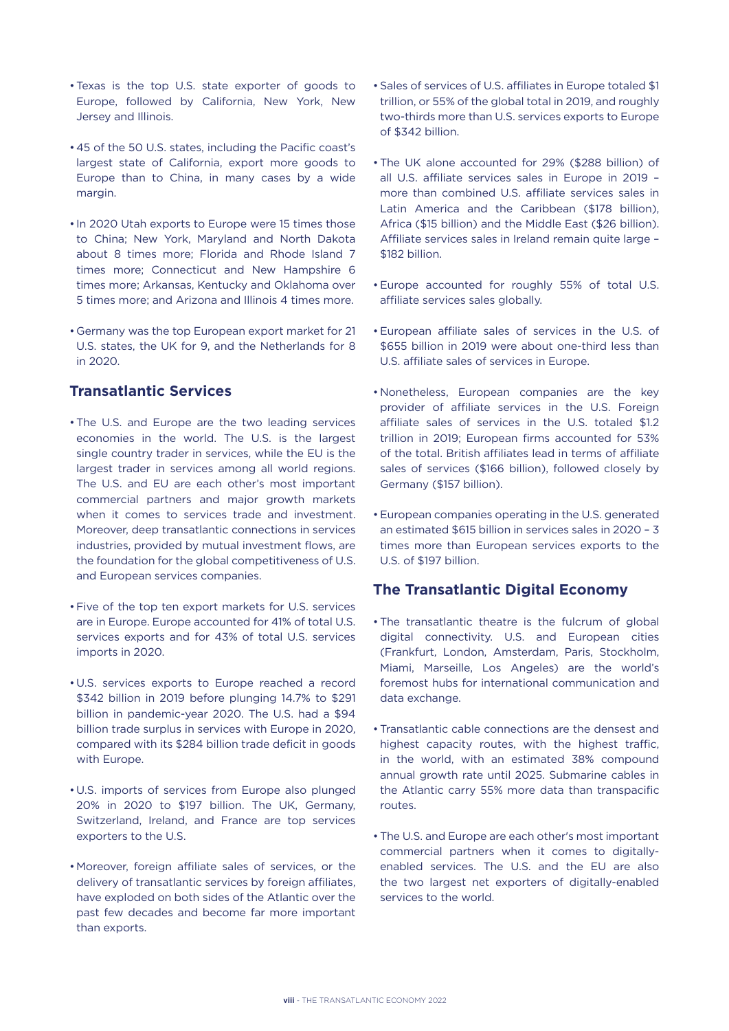- Texas is the top U.S. state exporter of goods to Europe, followed by California, New York, New Jersey and Illinois.

- 45 of the 50 U.S. states, including the Pacific coast's largest state of California, export more goods to Europe than to China, in many cases by a wide margin.

- In 2020 Utah exports to Europe were 15 times those to China; New York, Maryland and North Dakota about 8 times more; Florida and Rhode Island 7 times more; Connecticut and New Hampshire 6 times more; Arkansas, Kentucky and Oklahoma over 5 times more; and Arizona and Illinois 4 times more.

- Germany was the top European export market for 21 U.S. states, the UK for 9, and the Netherlands for 8 in 2020.

## Transatlantic Services

- The U.S. and Europe are the two leading services economies in the world. The U.S. is the largest single country trader in services, while the EU is the largest trader in services among all world regions. The U.S. and EU are each other's most important commercial partners and major growth markets when it comes to services trade and investment. Moreover, deep transatlantic connections in services industries, provided by mutual investment flows, are the foundation for the global competitiveness of U.S. and European services companies.

- Five of the top ten export markets for U.S. services are in Europe. Europe accounted for 41% of total U.S. services exports and for 43% of total U.S. services imports in 2020.

- U.S. services exports to Europe reached a record $342 billion in 2019 before plunging 14.7% to $291 billion in pandemic-year 2020. The U.S. had a $94 billion trade surplus in services with Europe in 2020, compared with its $284 billion trade deficit in goods with Europe.

- U.S. imports of services from Europe also plunged 20% in 2020 to $197 billion. The UK, Germany, Switzerland, Ireland, and France are top services exporters to the U.S.

- Moreover, foreign affiliate sales of services, or the delivery of transatlantic services by foreign affiliates, have exploded on both sides of the Atlantic over the past few decades and become far more important than exports.

- Sales of services of U.S. affiliates in Europe totaled $1 trillion, or 55% of the global total in 2019, and roughly two-thirds more than U.S. services exports to Europe of $342 billion.

- The UK alone accounted for 29% ($288 billion) of all U.S. affiliate services sales in Europe in 2019 – more than combined U.S. affiliate services sales in Latin America and the Caribbean ($178 billion), Africa ($15 billion) and the Middle East ($26 billion). Affiliate services sales in Ireland remain quite large – $182 billion.

- Europe accounted for roughly 55% of total U.S. affiliate services sales globally.

- European affiliate sales of services in the U.S. of $655 billion in 2019 were about one-third less than U.S. affiliate sales of services in Europe.

- Nonetheless, European companies are the key provider of affiliate services in the U.S. Foreign affiliate sales of services in the U.S. totaled $1.2 trillion in 2019; European firms accounted for 53% of the total. British affiliates lead in terms of affiliate sales of services ($166 billion), followed closely by Germany ($157 billion).

- European companies operating in the U.S. generated an estimated $615 billion in services sales in 2020 – 3 times more than European services exports to the U.S. of $197 billion.

## The Transatlantic Digital Economy

- The transatlantic theatre is the fulcrum of global digital connectivity. U.S. and European cities (Frankfurt, London, Amsterdam, Paris, Stockholm, Miami, Marseille, Los Angeles) are the world's foremost hubs for international communication and data exchange.

- Transatlantic cable connections are the densest and highest capacity routes, with the highest traffic, in the world, with an estimated 38% compound annual growth rate until 2025. Submarine cables in the Atlantic carry 55% more data than transpacific routes.

- The U.S. and Europe are each other's most important commercial partners when it comes to digitally-enabled services. The U.S. and the EU are also the two largest net exporters of digitally-enabled services to the world.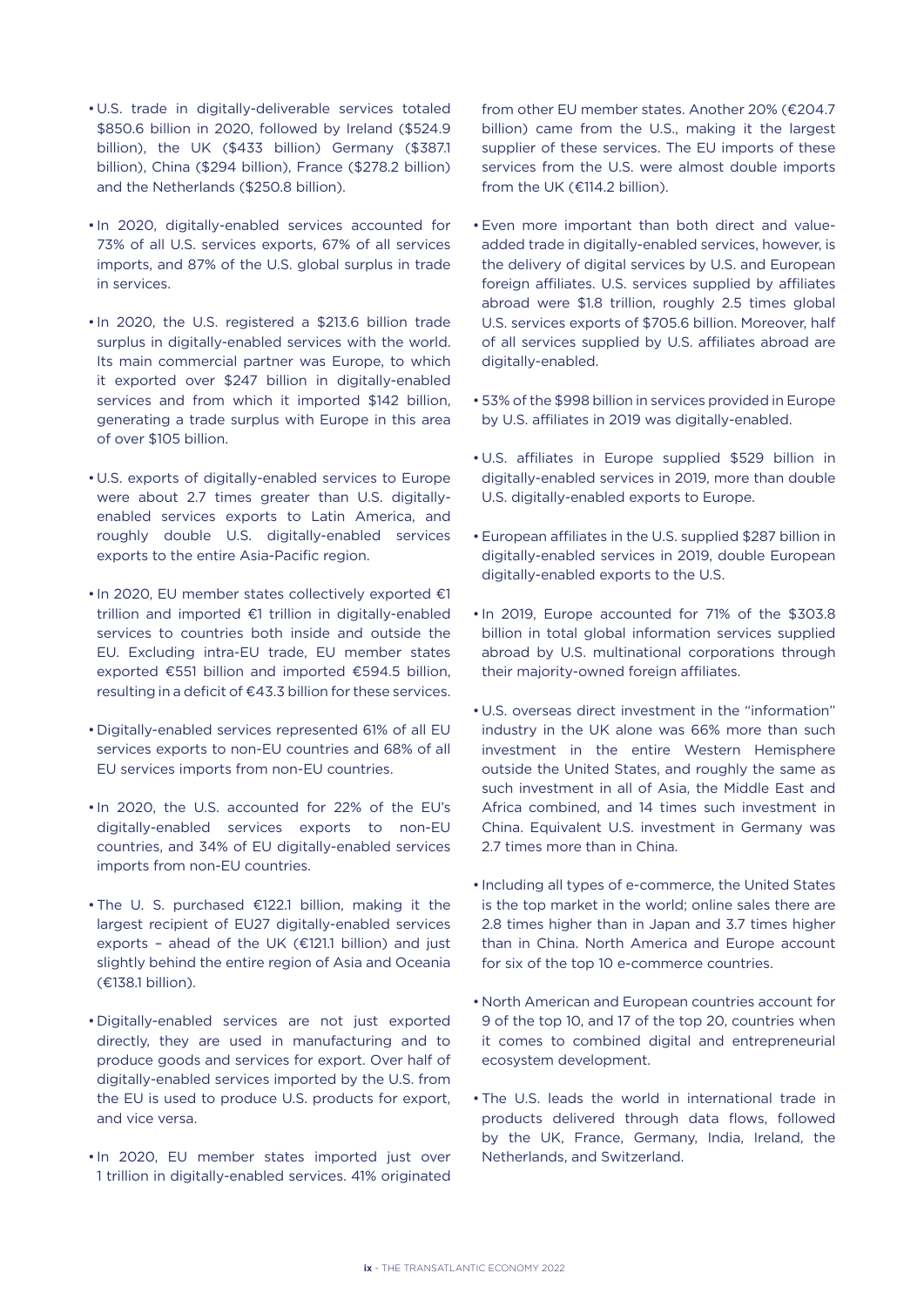- U.S. trade in digitally-deliverable services totaled $850.6 billion in 2020, followed by Ireland ($524.9 billion), the UK ($433 billion) Germany ($387.1 billion), China ($294 billion), France ($278.2 billion) and the Netherlands ($250.8 billion).

- In 2020, digitally-enabled services accounted for 73% of all U.S. services exports, 67% of all services imports, and 87% of the U.S. global surplus in trade in services.

- In 2020, the U.S. registered a $213.6 billion trade surplus in digitally-enabled services with the world. Its main commercial partner was Europe, to which it exported over $247 billion in digitally-enabled services and from which it imported $142 billion, generating a trade surplus with Europe in this area of over $105 billion.

- U.S. exports of digitally-enabled services to Europe were about 2.7 times greater than U.S. digitally-enabled services exports to Latin America, and roughly double U.S. digitally-enabled services exports to the entire Asia-Pacific region.

- In 2020, EU member states collectively exported €1 trillion and imported €1 trillion in digitally-enabled services to countries both inside and outside the EU. Excluding intra-EU trade, EU member states exported €551 billion and imported €594.5 billion, resulting in a deficit of €43.3 billion for these services.

- Digitally-enabled services represented 61% of all EU services exports to non-EU countries and 68% of all EU services imports from non-EU countries.

- In 2020, the U.S. accounted for 22% of the EU's digitally-enabled services exports to non-EU countries, and 34% of EU digitally-enabled services imports from non-EU countries.

- The U. S. purchased €122.1 billion, making it the largest recipient of EU27 digitally-enabled services exports – ahead of the UK (€121.1 billion) and just slightly behind the entire region of Asia and Oceania (€138.1 billion).

- Digitally-enabled services are not just exported directly, they are used in manufacturing and to produce goods and services for export. Over half of digitally-enabled services imported by the U.S. from the EU is used to produce U.S. products for export, and vice versa.

- In 2020, EU member states imported just over 1 trillion in digitally-enabled services. 41% originated from other EU member states. Another 20% (€204.7 billion) came from the U.S., making it the largest supplier of these services. The EU imports of these services from the U.S. were almost double imports from the UK (€114.2 billion).

- Even more important than both direct and value-added trade in digitally-enabled services, however, is the delivery of digital services by U.S. and European foreign affiliates. U.S. services supplied by affiliates abroad were $1.8 trillion, roughly 2.5 times global U.S. services exports of $705.6 billion. Moreover, half of all services supplied by U.S. affiliates abroad are digitally-enabled.

- 53% of the $998 billion in services provided in Europe by U.S. affiliates in 2019 was digitally-enabled.

- U.S. affiliates in Europe supplied $529 billion in digitally-enabled services in 2019, more than double U.S. digitally-enabled exports to Europe.

- European affiliates in the U.S. supplied $287 billion in digitally-enabled services in 2019, double European digitally-enabled exports to the U.S.

- In 2019, Europe accounted for 71% of the $303.8 billion in total global information services supplied abroad by U.S. multinational corporations through their majority-owned foreign affiliates.

- U.S. overseas direct investment in the "information" industry in the UK alone was 66% more than such investment in the entire Western Hemisphere outside the United States, and roughly the same as such investment in all of Asia, the Middle East and Africa combined, and 14 times such investment in China. Equivalent U.S. investment in Germany was 2.7 times more than in China.

- Including all types of e-commerce, the United States is the top market in the world; online sales there are 2.8 times higher than in Japan and 3.7 times higher than in China. North America and Europe account for six of the top 10 e-commerce countries.

- North American and European countries account for 9 of the top 10, and 17 of the top 20, countries when it comes to combined digital and entrepreneurial ecosystem development.

- The U.S. leads the world in international trade in products delivered through data flows, followed by the UK, France, Germany, India, Ireland, the Netherlands, and Switzerland.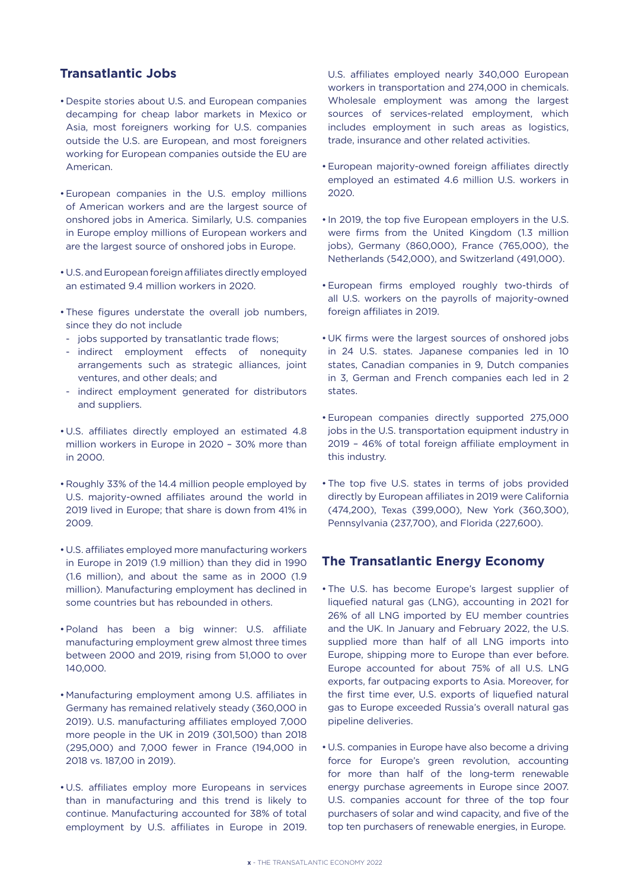## Transatlantic Jobs

- Despite stories about U.S. and European companies decamping for cheap labor markets in Mexico or Asia, most foreigners working for U.S. companies outside the U.S. are European, and most foreigners working for European companies outside the EU are American.
- European companies in the U.S. employ millions of American workers and are the largest source of onshored jobs in America. Similarly, U.S. companies in Europe employ millions of European workers and are the largest source of onshored jobs in Europe.
- U.S. and European foreign affiliates directly employed an estimated 9.4 million workers in 2020.
- These figures understate the overall job numbers, since they do not include
  - jobs supported by transatlantic trade flows;
  - indirect employment effects of nonequity arrangements such as strategic alliances, joint ventures, and other deals; and
  - indirect employment generated for distributors and suppliers.
- U.S. affiliates directly employed an estimated 4.8 million workers in Europe in 2020 – 30% more than in 2000.
- Roughly 33% of the 14.4 million people employed by U.S. majority-owned affiliates around the world in 2019 lived in Europe; that share is down from 41% in 2009.
- U.S. affiliates employed more manufacturing workers in Europe in 2019 (1.9 million) than they did in 1990 (1.6 million), and about the same as in 2000 (1.9 million). Manufacturing employment has declined in some countries but has rebounded in others.
- Poland has been a big winner: U.S. affiliate manufacturing employment grew almost three times between 2000 and 2019, rising from 51,000 to over 140,000.
- Manufacturing employment among U.S. affiliates in Germany has remained relatively steady (360,000 in 2019). U.S. manufacturing affiliates employed 7,000 more people in the UK in 2019 (301,500) than 2018 (295,000) and 7,000 fewer in France (194,000 in 2018 vs. 187,00 in 2019).
- U.S. affiliates employ more Europeans in services than in manufacturing and this trend is likely to continue. Manufacturing accounted for 38% of total employment by U.S. affiliates in Europe in 2019. U.S. affiliates employed nearly 340,000 European workers in transportation and 274,000 in chemicals. Wholesale employment was among the largest sources of services-related employment, which includes employment in such areas as logistics, trade, insurance and other related activities.
- European majority-owned foreign affiliates directly employed an estimated 4.6 million U.S. workers in 2020.
- In 2019, the top five European employers in the U.S. were firms from the United Kingdom (1.3 million jobs), Germany (860,000), France (765,000), the Netherlands (542,000), and Switzerland (491,000).
- European firms employed roughly two-thirds of all U.S. workers on the payrolls of majority-owned foreign affiliates in 2019.
- UK firms were the largest sources of onshored jobs in 24 U.S. states. Japanese companies led in 10 states, Canadian companies in 9, Dutch companies in 3, German and French companies each led in 2 states.
- European companies directly supported 275,000 jobs in the U.S. transportation equipment industry in 2019 – 46% of total foreign affiliate employment in this industry.
- The top five U.S. states in terms of jobs provided directly by European affiliates in 2019 were California (474,200), Texas (399,000), New York (360,300), Pennsylvania (237,700), and Florida (227,600).

## The Transatlantic Energy Economy

- The U.S. has become Europe's largest supplier of liquefied natural gas (LNG), accounting in 2021 for 26% of all LNG imported by EU member countries and the UK. In January and February 2022, the U.S. supplied more than half of all LNG imports into Europe, shipping more to Europe than ever before. Europe accounted for about 75% of all U.S. LNG exports, far outpacing exports to Asia. Moreover, for the first time ever, U.S. exports of liquefied natural gas to Europe exceeded Russia's overall natural gas pipeline deliveries.
- U.S. companies in Europe have also become a driving force for Europe's green revolution, accounting for more than half of the long-term renewable energy purchase agreements in Europe since 2007. U.S. companies account for three of the top four purchasers of solar and wind capacity, and five of the top ten purchasers of renewable energies, in Europe.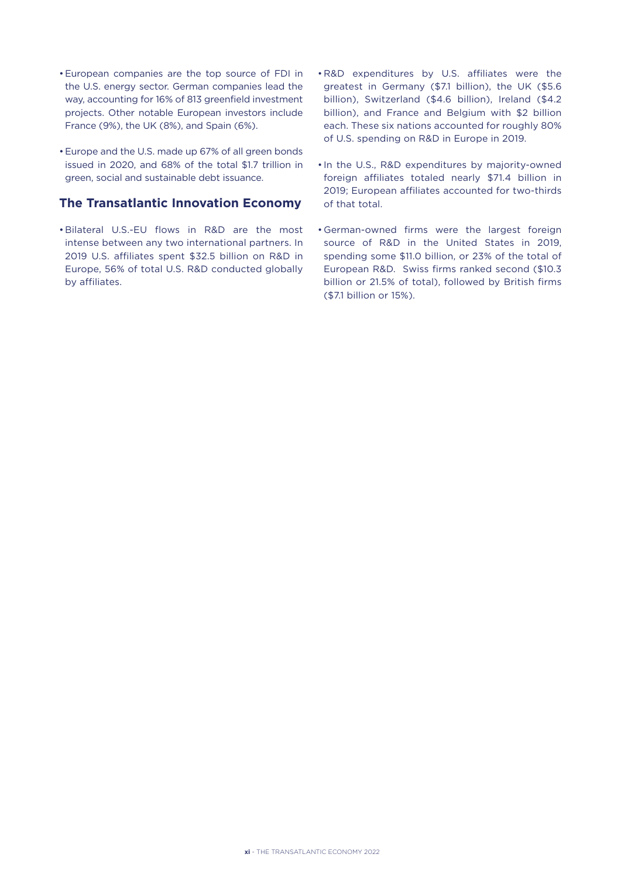- European companies are the top source of FDI in the U.S. energy sector. German companies lead the way, accounting for 16% of 813 greenfield investment projects. Other notable European investors include France (9%), the UK (8%), and Spain (6%).
- Europe and the U.S. made up 67% of all green bonds issued in 2020, and 68% of the total $1.7 trillion in green, social and sustainable debt issuance.

## The Transatlantic Innovation Economy

- Bilateral U.S.-EU flows in R&D are the most intense between any two international partners. In 2019 U.S. affiliates spent $32.5 billion on R&D in Europe, 56% of total U.S. R&D conducted globally by affiliates.
- R&D expenditures by U.S. affiliates were the greatest in Germany ($7.1 billion), the UK ($5.6 billion), Switzerland ($4.6 billion), Ireland ($4.2 billion), and France and Belgium with $2 billion each. These six nations accounted for roughly 80% of U.S. spending on R&D in Europe in 2019.
- In the U.S., R&D expenditures by majority-owned foreign affiliates totaled nearly $71.4 billion in 2019; European affiliates accounted for two-thirds of that total.
- German-owned firms were the largest foreign source of R&D in the United States in 2019, spending some $11.0 billion, or 23% of the total of European R&D. Swiss firms ranked second ($10.3 billion or 21.5% of total), followed by British firms ($7.1 billion or 15%).